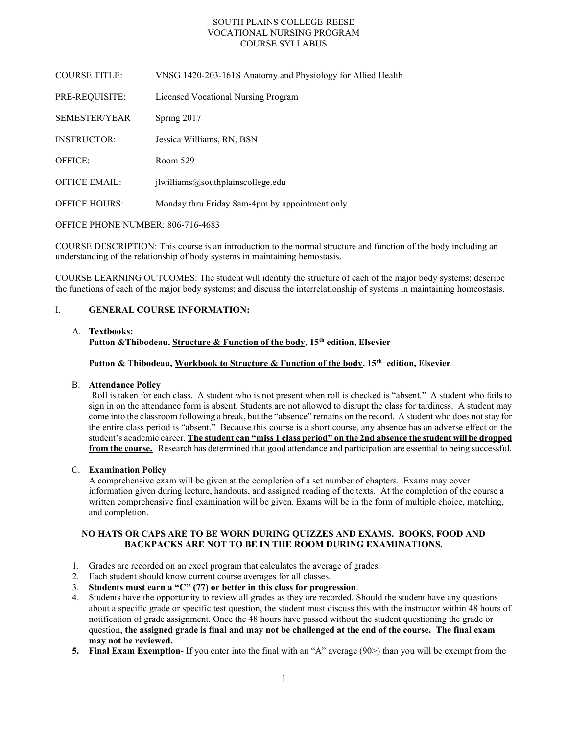SOUTH PLAINS COLLEGE-REESE
VOCATIONAL NURSING PROGRAM
COURSE SYLLABUS

COURSE TITLE: VNSG 1420-203-161S Anatomy and Physiology for Allied Health

PRE-REQUISITE: Licensed Vocational Nursing Program

SEMESTER/YEAR Spring 2017

INSTRUCTOR: Jessica Williams, RN, BSN

OFFICE: Room 529

OFFICE EMAIL: jlwilliams@southplainscollege.edu

OFFICE HOURS: Monday thru Friday 8am-4pm by appointment only

OFFICE PHONE NUMBER: 806-716-4683

COURSE DESCRIPTION: This course is an introduction to the normal structure and function of the body including an understanding of the relationship of body systems in maintaining hemostasis.

COURSE LEARNING OUTCOMES: The student will identify the structure of each of the major body systems; describe the functions of each of the major body systems; and discuss the interrelationship of systems in maintaining homeostasis.

## I. GENERAL COURSE INFORMATION:

### A. Textbooks:

**Patton &Thibodeau, Structure & Function of the body, 15th edition, Elsevier**

**Patton & Thibodeau, Workbook to Structure & Function of the body, 15th edition, Elsevier**

### B. Attendance Policy

Roll is taken for each class. A student who is not present when roll is checked is "absent." A student who fails to sign in on the attendance form is absent. Students are not allowed to disrupt the class for tardiness. A student may come into the classroom following a break, but the "absence" remains on the record. A student who does not stay for the entire class period is "absent." Because this course is a short course, any absence has an adverse effect on the student's academic career. **The student can "miss 1 class period" on the 2nd absence the student will be dropped from the course.** Research has determined that good attendance and participation are essential to being successful.

### C. Examination Policy

A comprehensive exam will be given at the completion of a set number of chapters. Exams may cover information given during lecture, handouts, and assigned reading of the texts. At the completion of the course a written comprehensive final examination will be given. Exams will be in the form of multiple choice, matching, and completion.

**NO HATS OR CAPS ARE TO BE WORN DURING QUIZZES AND EXAMS. BOOKS, FOOD AND BACKPACKS ARE NOT TO BE IN THE ROOM DURING EXAMINATIONS.**

1. Grades are recorded on an excel program that calculates the average of grades.
2. Each student should know current course averages for all classes.
3. **Students must earn a "C" (77) or better in this class for progression**.
4. Students have the opportunity to review all grades as they are recorded. Should the student have any questions about a specific grade or specific test question, the student must discuss this with the instructor within 48 hours of notification of grade assignment. Once the 48 hours have passed without the student questioning the grade or question, **the assigned grade is final and may not be challenged at the end of the course. The final exam may not be reviewed.**
5. **Final Exam Exemption-** If you enter into the final with an "A" average (90>) than you will be exempt from the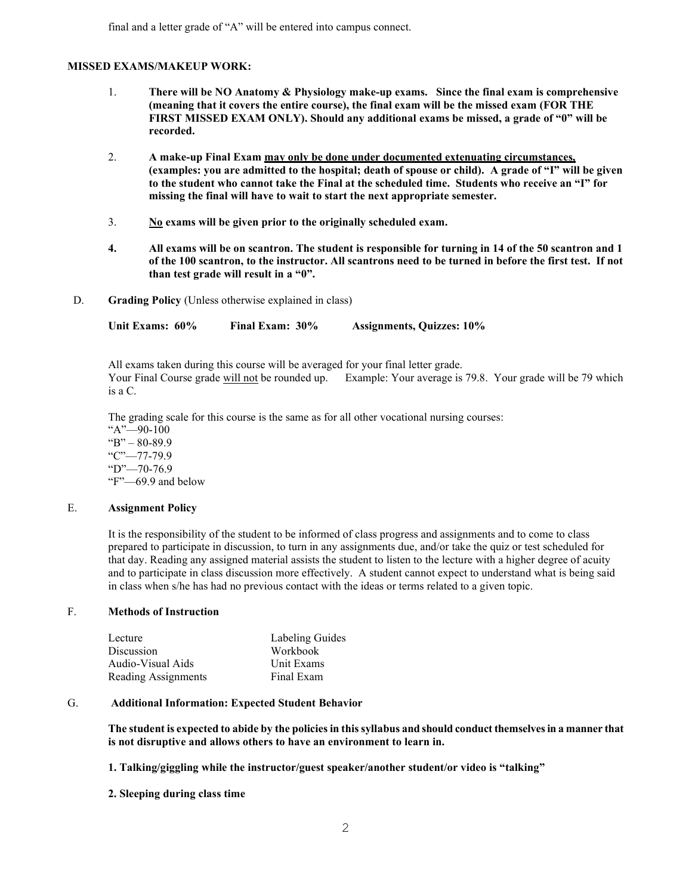final and a letter grade of "A" will be entered into campus connect.

**MISSED EXAMS/MAKEUP WORK:**

1. **There will be NO Anatomy & Physiology make-up exams. Since the final exam is comprehensive (meaning that it covers the entire course), the final exam will be the missed exam (FOR THE FIRST MISSED EXAM ONLY). Should any additional exams be missed, a grade of "0" will be recorded.**

2. **A make-up Final Exam <u>may only be done under documented extenuating circumstances,</u> (examples: you are admitted to the hospital; death of spouse or child). A grade of "I" will be given to the student who cannot take the Final at the scheduled time. Students who receive an "I" for missing the final will have to wait to start the next appropriate semester.**

3. **<u>No</u> exams will be given prior to the originally scheduled exam.**

4. **All exams will be on scantron. The student is responsible for turning in 14 of the 50 scantron and 1 of the 100 scantron, to the instructor. All scantrons need to be turned in before the first test. If not than test grade will result in a "0".**

D. **Grading Policy** (Unless otherwise explained in class)

**Unit Exams: 60%** **Final Exam: 30%** **Assignments, Quizzes: 10%**

All exams taken during this course will be averaged for your final letter grade.
Your Final Course grade <u>will not</u> be rounded up. Example: Your average is 79.8. Your grade will be 79 which is a C.

The grading scale for this course is the same as for all other vocational nursing courses:
"A"—90-100
"B" – 80-89.9
"C"—77-79.9
"D"—70-76.9
"F"—69.9 and below

E. **Assignment Policy**

It is the responsibility of the student to be informed of class progress and assignments and to come to class prepared to participate in discussion, to turn in any assignments due, and/or take the quiz or test scheduled for that day. Reading any assigned material assists the student to listen to the lecture with a higher degree of acuity and to participate in class discussion more effectively. A student cannot expect to understand what is being said in class when s/he has had no previous contact with the ideas or terms related to a given topic.

F. **Methods of Instruction**

| | |
|---|---|
| Lecture | Labeling Guides |
| Discussion | Workbook |
| Audio-Visual Aids | Unit Exams |
| Reading Assignments | Final Exam |

G. **Additional Information: Expected Student Behavior**

**The student is expected to abide by the policies in this syllabus and should conduct themselves in a manner that is not disruptive and allows others to have an environment to learn in.**

**1. Talking/giggling while the instructor/guest speaker/another student/or video is "talking"**

**2. Sleeping during class time**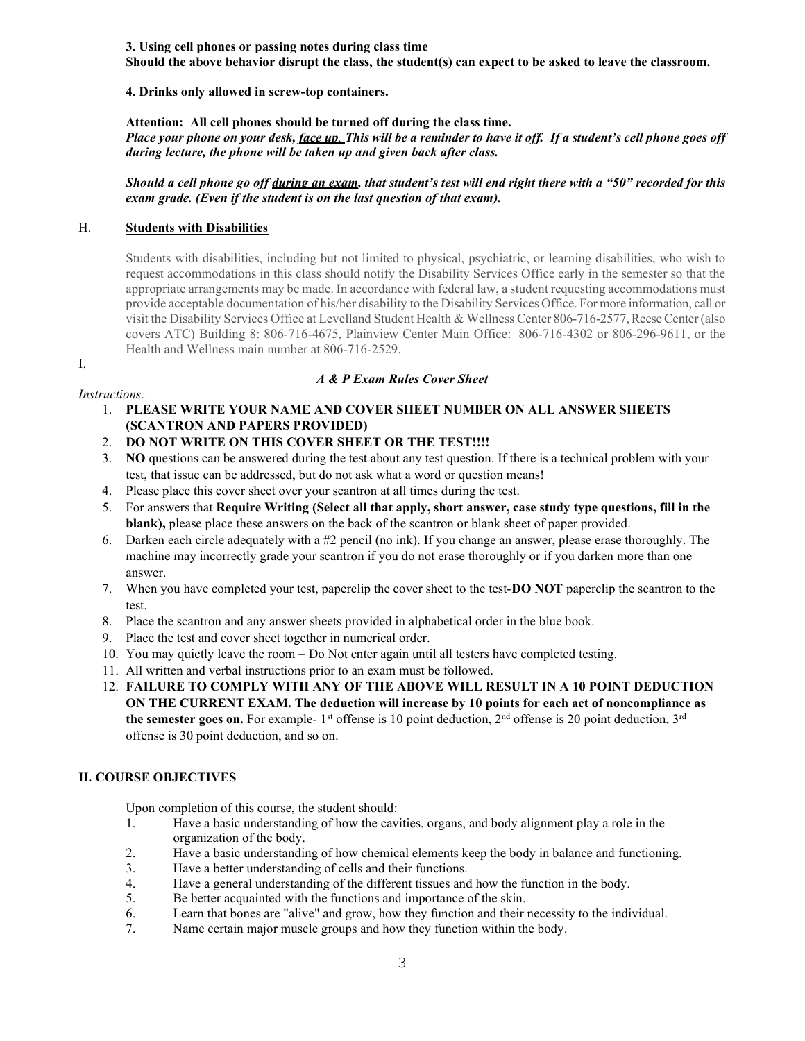**3. Using cell phones or passing notes during class time**
**Should the above behavior disrupt the class, the student(s) can expect to be asked to leave the classroom.**

**4. Drinks only allowed in screw-top containers.**

**Attention: All cell phones should be turned off during the class time.**
***Place your phone on your desk, face up. This will be a reminder to have it off. If a student's cell phone goes off during lecture, the phone will be taken up and given back after class.***

***Should a cell phone go off during an exam, that student's test will end right there with a "50" recorded for this exam grade. (Even if the student is on the last question of that exam).***

### H. Students with Disabilities

Students with disabilities, including but not limited to physical, psychiatric, or learning disabilities, who wish to request accommodations in this class should notify the Disability Services Office early in the semester so that the appropriate arrangements may be made. In accordance with federal law, a student requesting accommodations must provide acceptable documentation of his/her disability to the Disability Services Office. For more information, call or visit the Disability Services Office at Levelland Student Health & Wellness Center 806-716-2577, Reese Center (also covers ATC) Building 8: 806-716-4675, Plainview Center Main Office: 806-716-4302 or 806-296-9611, or the Health and Wellness main number at 806-716-2529.

### I.

***A & P Exam Rules Cover Sheet***

*Instructions:*

1. **PLEASE WRITE YOUR NAME AND COVER SHEET NUMBER ON ALL ANSWER SHEETS (SCANTRON AND PAPERS PROVIDED)**
2. **DO NOT WRITE ON THIS COVER SHEET OR THE TEST!!!!**
3. **NO** questions can be answered during the test about any test question. If there is a technical problem with your test, that issue can be addressed, but do not ask what a word or question means!
4. Please place this cover sheet over your scantron at all times during the test.
5. For answers that **Require Writing (Select all that apply, short answer, case study type questions, fill in the blank),** please place these answers on the back of the scantron or blank sheet of paper provided.
6. Darken each circle adequately with a #2 pencil (no ink). If you change an answer, please erase thoroughly. The machine may incorrectly grade your scantron if you do not erase thoroughly or if you darken more than one answer.
7. When you have completed your test, paperclip the cover sheet to the test-**DO NOT** paperclip the scantron to the test.
8. Place the scantron and any answer sheets provided in alphabetical order in the blue book.
9. Place the test and cover sheet together in numerical order.
10. You may quietly leave the room – Do Not enter again until all testers have completed testing.
11. All written and verbal instructions prior to an exam must be followed.
12. **FAILURE TO COMPLY WITH ANY OF THE ABOVE WILL RESULT IN A 10 POINT DEDUCTION ON THE CURRENT EXAM. The deduction will increase by 10 points for each act of noncompliance as the semester goes on.** For example- 1st offense is 10 point deduction, 2nd offense is 20 point deduction, 3rd offense is 30 point deduction, and so on.

## II. COURSE OBJECTIVES

Upon completion of this course, the student should:

1. Have a basic understanding of how the cavities, organs, and body alignment play a role in the organization of the body.
2. Have a basic understanding of how chemical elements keep the body in balance and functioning.
3. Have a better understanding of cells and their functions.
4. Have a general understanding of the different tissues and how the function in the body.
5. Be better acquainted with the functions and importance of the skin.
6. Learn that bones are "alive" and grow, how they function and their necessity to the individual.
7. Name certain major muscle groups and how they function within the body.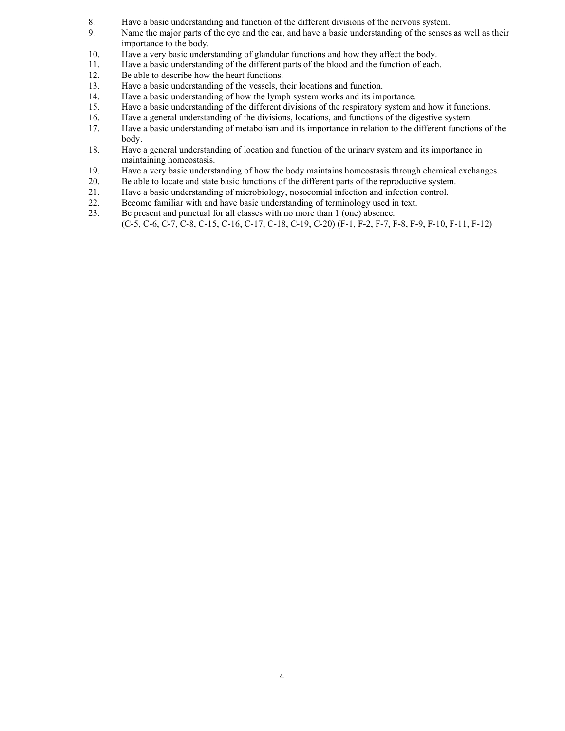8. Have a basic understanding and function of the different divisions of the nervous system.
9. Name the major parts of the eye and the ear, and have a basic understanding of the senses as well as their importance to the body.
10. Have a very basic understanding of glandular functions and how they affect the body.
11. Have a basic understanding of the different parts of the blood and the function of each.
12. Be able to describe how the heart functions.
13. Have a basic understanding of the vessels, their locations and function.
14. Have a basic understanding of how the lymph system works and its importance.
15. Have a basic understanding of the different divisions of the respiratory system and how it functions.
16. Have a general understanding of the divisions, locations, and functions of the digestive system.
17. Have a basic understanding of metabolism and its importance in relation to the different functions of the body.
18. Have a general understanding of location and function of the urinary system and its importance in maintaining homeostasis.
19. Have a very basic understanding of how the body maintains homeostasis through chemical exchanges.
20. Be able to locate and state basic functions of the different parts of the reproductive system.
21. Have a basic understanding of microbiology, nosocomial infection and infection control.
22. Become familiar with and have basic understanding of terminology used in text.
23. Be present and punctual for all classes with no more than 1 (one) absence.
    (C-5, C-6, C-7, C-8, C-15, C-16, C-17, C-18, C-19, C-20) (F-1, F-2, F-7, F-8, F-9, F-10, F-11, F-12)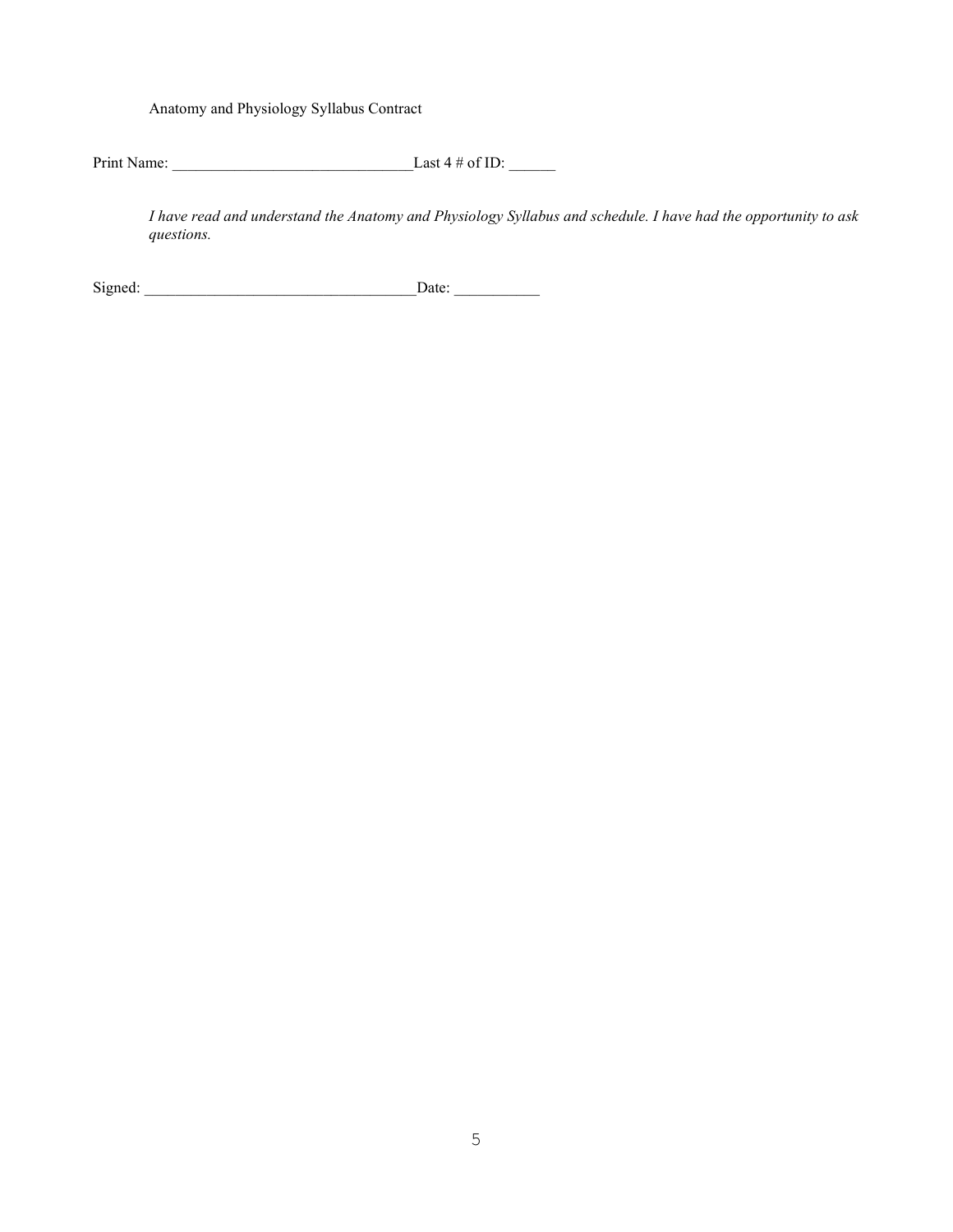Anatomy and Physiology Syllabus Contract

Print Name: _______________________________Last 4 # of ID: ______

*I have read and understand the Anatomy and Physiology Syllabus and schedule. I have had the opportunity to ask questions.*

Signed: __________________________________Date: ___________